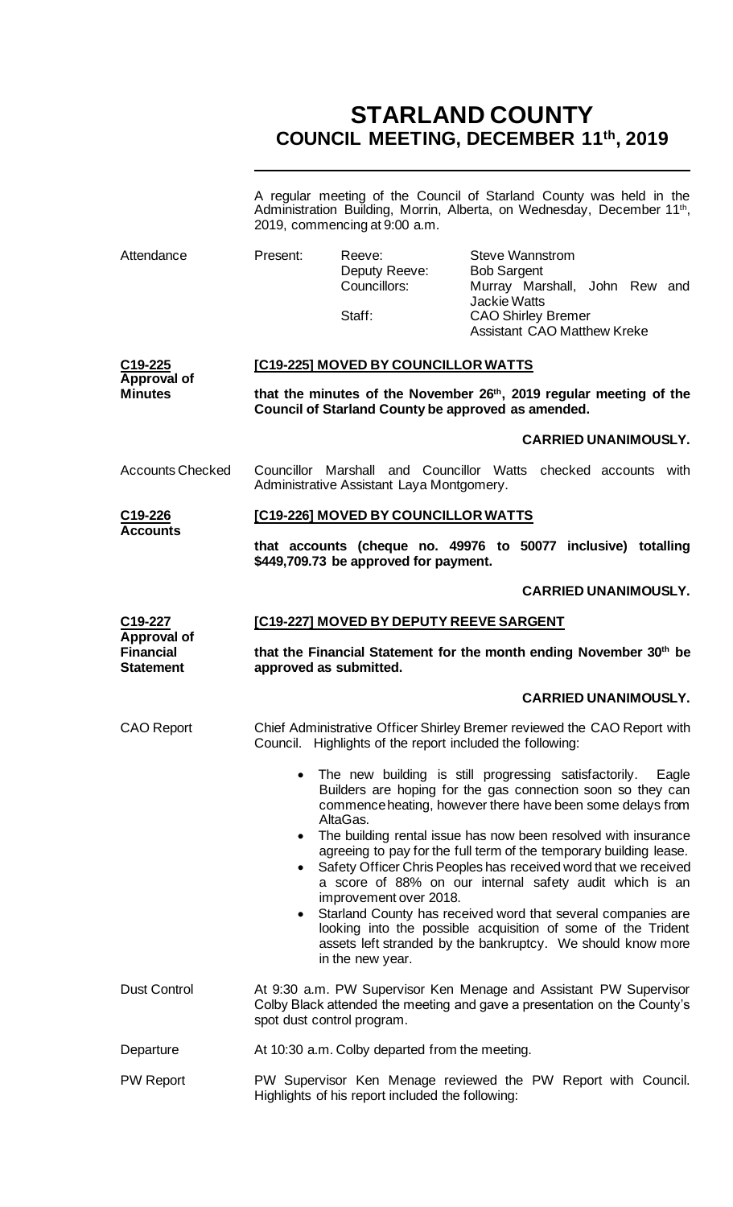# STARLAND COUNTY
## COUNCIL MEETING, DECEMBER 11th, 2019

A regular meeting of the Council of Starland County was held in the Administration Building, Morrin, Alberta, on Wednesday, December 11th, 2019, commencing at 9:00 a.m.

**Attendance**

| | | |
|---|---|---|
| Present: | Reeve: | Steve Wannstrom |
| | Deputy Reeve: | Bob Sargent |
| | Councillors: | Murray Marshall, John Rew and Jackie Watts |
| | Staff: | CAO Shirley Bremer |
| | | Assistant CAO Matthew Kreke |

**C19-225 Approval of Minutes**

**[C19-225] MOVED BY COUNCILLOR WATTS**

**that the minutes of the November 26th, 2019 regular meeting of the Council of Starland County be approved as amended.**

**CARRIED UNANIMOUSLY.**

**Accounts Checked**

Councillor Marshall and Councillor Watts checked accounts with Administrative Assistant Laya Montgomery.

**C19-226 Accounts**

**[C19-226] MOVED BY COUNCILLOR WATTS**

**that accounts (cheque no. 49976 to 50077 inclusive) totalling $449,709.73 be approved for payment.**

**CARRIED UNANIMOUSLY.**

**C19-227 Approval of Financial Statement**

**[C19-227] MOVED BY DEPUTY REEVE SARGENT**

**that the Financial Statement for the month ending November 30th be approved as submitted.**

**CARRIED UNANIMOUSLY.**

**CAO Report**

Chief Administrative Officer Shirley Bremer reviewed the CAO Report with Council. Highlights of the report included the following:

- The new building is still progressing satisfactorily. Eagle Builders are hoping for the gas connection soon so they can commence heating, however there have been some delays from AltaGas.
- The building rental issue has now been resolved with insurance agreeing to pay for the full term of the temporary building lease.
- Safety Officer Chris Peoples has received word that we received a score of 88% on our internal safety audit which is an improvement over 2018.
- Starland County has received word that several companies are looking into the possible acquisition of some of the Trident assets left stranded by the bankruptcy. We should know more in the new year.

**Dust Control**

At 9:30 a.m. PW Supervisor Ken Menage and Assistant PW Supervisor Colby Black attended the meeting and gave a presentation on the County's spot dust control program.

**Departure**

At 10:30 a.m. Colby departed from the meeting.

**PW Report**

PW Supervisor Ken Menage reviewed the PW Report with Council. Highlights of his report included the following: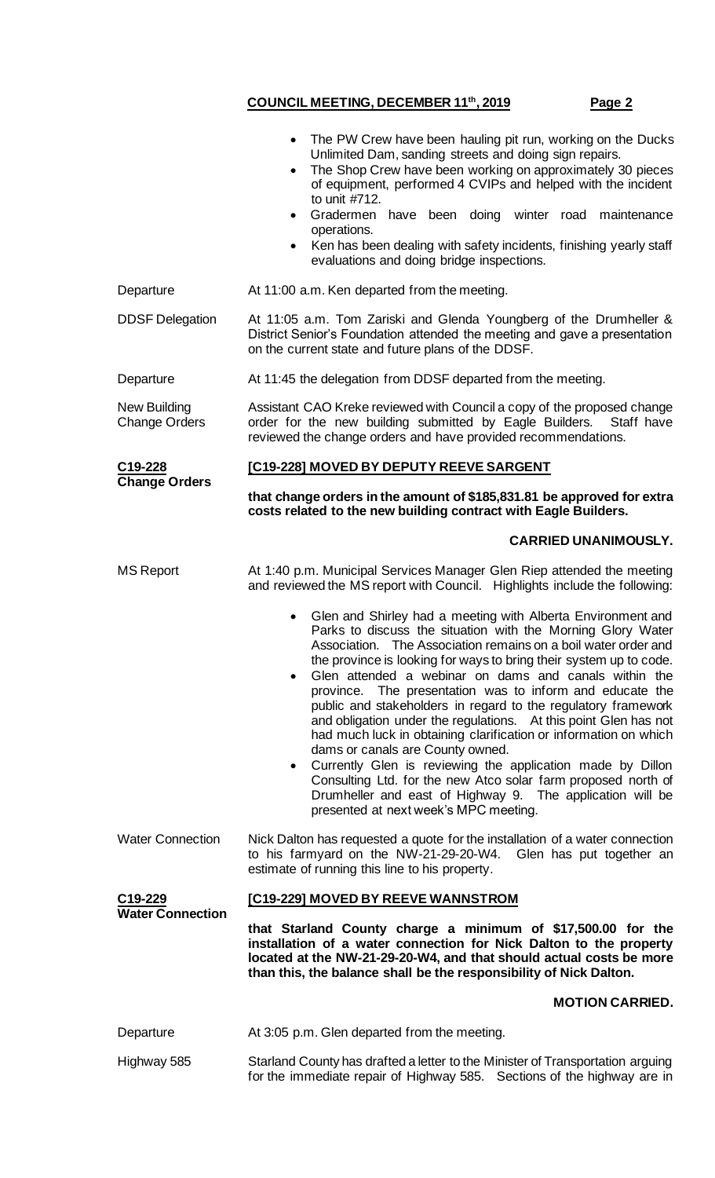- The PW Crew have been hauling pit run, working on the Ducks Unlimited Dam, sanding streets and doing sign repairs.
- The Shop Crew have been working on approximately 30 pieces of equipment, performed 4 CVIPs and helped with the incident to unit #712.
- Gradermen have been doing winter road maintenance operations.
- Ken has been dealing with safety incidents, finishing yearly staff evaluations and doing bridge inspections.

**Departure** — At 11:00 a.m. Ken departed from the meeting.

**DDSF Delegation** — At 11:05 a.m. Tom Zariski and Glenda Youngberg of the Drumheller & District Senior's Foundation attended the meeting and gave a presentation on the current state and future plans of the DDSF.

**Departure** — At 11:45 the delegation from DDSF departed from the meeting.

**New Building Change Orders** — Assistant CAO Kreke reviewed with Council a copy of the proposed change order for the new building submitted by Eagle Builders. Staff have reviewed the change orders and have provided recommendations.

**C19-228 Change Orders**

**[C19-228] MOVED BY DEPUTY REEVE SARGENT**

**that change orders in the amount of $185,831.81 be approved for extra costs related to the new building contract with Eagle Builders.**

**CARRIED UNANIMOUSLY.**

**MS Report** — At 1:40 p.m. Municipal Services Manager Glen Riep attended the meeting and reviewed the MS report with Council. Highlights include the following:

- Glen and Shirley had a meeting with Alberta Environment and Parks to discuss the situation with the Morning Glory Water Association. The Association remains on a boil water order and the province is looking for ways to bring their system up to code.
- Glen attended a webinar on dams and canals within the province. The presentation was to inform and educate the public and stakeholders in regard to the regulatory framework and obligation under the regulations. At this point Glen has not had much luck in obtaining clarification or information on which dams or canals are County owned.
- Currently Glen is reviewing the application made by Dillon Consulting Ltd. for the new Atco solar farm proposed north of Drumheller and east of Highway 9. The application will be presented at next week's MPC meeting.

**Water Connection** — Nick Dalton has requested a quote for the installation of a water connection to his farmyard on the NW-21-29-20-W4. Glen has put together an estimate of running this line to his property.

**C19-229 Water Connection**

**[C19-229] MOVED BY REEVE WANNSTROM**

**that Starland County charge a minimum of $17,500.00 for the installation of a water connection for Nick Dalton to the property located at the NW-21-29-20-W4, and that should actual costs be more than this, the balance shall be the responsibility of Nick Dalton.**

**MOTION CARRIED.**

**Departure** — At 3:05 p.m. Glen departed from the meeting.

**Highway 585** — Starland County has drafted a letter to the Minister of Transportation arguing for the immediate repair of Highway 585. Sections of the highway are in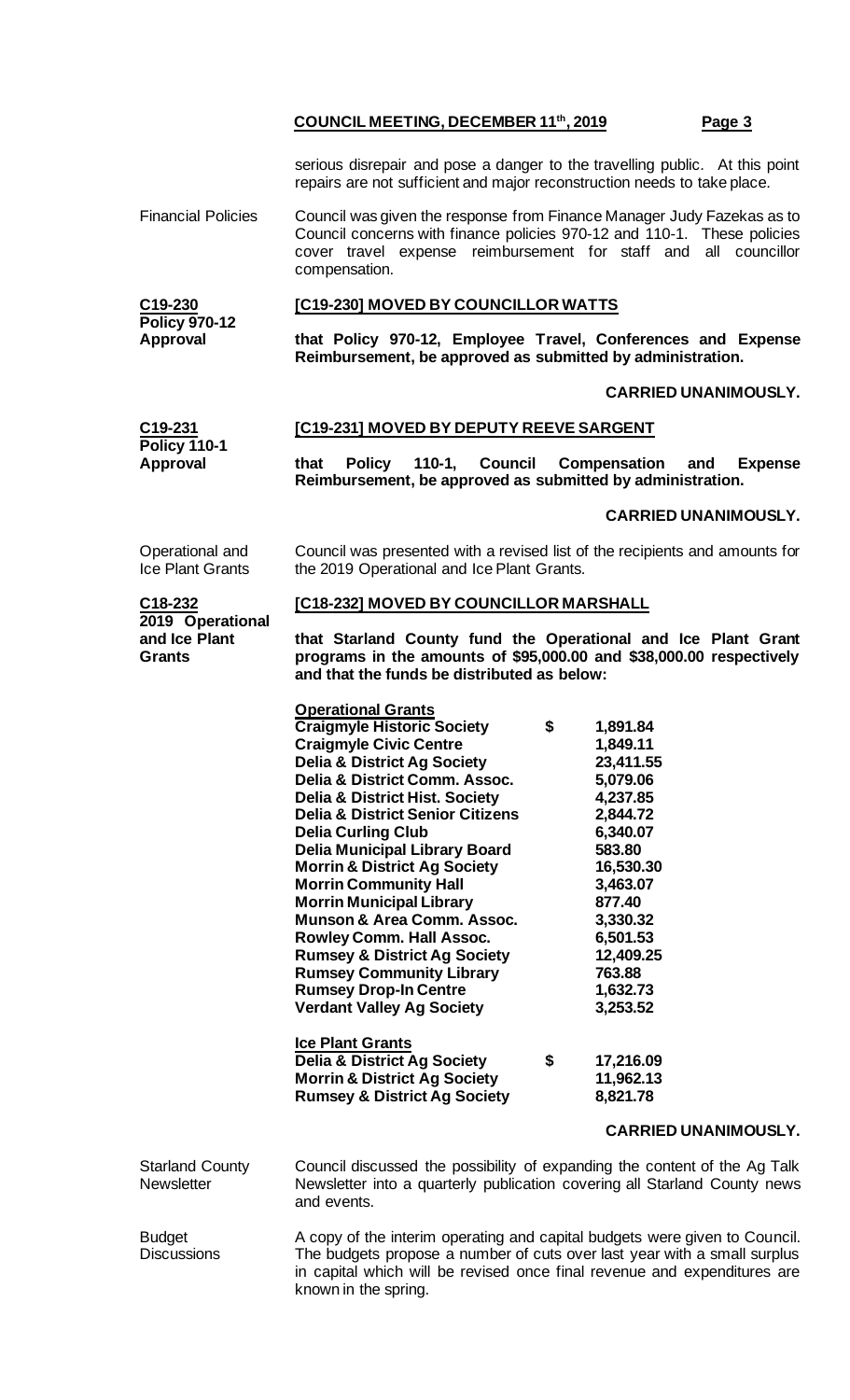serious disrepair and pose a danger to the travelling public. At this point repairs are not sufficient and major reconstruction needs to take place.

Financial Policies

Council was given the response from Finance Manager Judy Fazekas as to Council concerns with finance policies 970-12 and 110-1. These policies cover travel expense reimbursement for staff and all councillor compensation.

**C19-230**
**Policy 970-12 Approval**

**[C19-230] MOVED BY COUNCILLOR WATTS**

**that Policy 970-12, Employee Travel, Conferences and Expense Reimbursement, be approved as submitted by administration.**

**CARRIED UNANIMOUSLY.**

**C19-231**
**Policy 110-1 Approval**

**[C19-231] MOVED BY DEPUTY REEVE SARGENT**

**that Policy 110-1, Council Compensation and Expense Reimbursement, be approved as submitted by administration.**

**CARRIED UNANIMOUSLY.**

Operational and Ice Plant Grants

Council was presented with a revised list of the recipients and amounts for the 2019 Operational and Ice Plant Grants.

**C18-232**
**2019 Operational and Ice Plant Grants**

**[C18-232] MOVED BY COUNCILLOR MARSHALL**

**that Starland County fund the Operational and Ice Plant Grant programs in the amounts of $95,000.00 and $38,000.00 respectively and that the funds be distributed as below:**

| | | |
|---|---|---|
| **Operational Grants** | | |
| **Craigmyle Historic Society** | **$** | **1,891.84** |
| **Craigmyle Civic Centre** | | **1,849.11** |
| **Delia & District Ag Society** | | **23,411.55** |
| **Delia & District Comm. Assoc.** | | **5,079.06** |
| **Delia & District Hist. Society** | | **4,237.85** |
| **Delia & District Senior Citizens** | | **2,844.72** |
| **Delia Curling Club** | | **6,340.07** |
| **Delia Municipal Library Board** | | **583.80** |
| **Morrin & District Ag Society** | | **16,530.30** |
| **Morrin Community Hall** | | **3,463.07** |
| **Morrin Municipal Library** | | **877.40** |
| **Munson & Area Comm. Assoc.** | | **3,330.32** |
| **Rowley Comm. Hall Assoc.** | | **6,501.53** |
| **Rumsey & District Ag Society** | | **12,409.25** |
| **Rumsey Community Library** | | **763.88** |
| **Rumsey Drop-In Centre** | | **1,632.73** |
| **Verdant Valley Ag Society** | | **3,253.52** |
| **Ice Plant Grants** | | |
| **Delia & District Ag Society** | **$** | **17,216.09** |
| **Morrin & District Ag Society** | | **11,962.13** |
| **Rumsey & District Ag Society** | | **8,821.78** |

**CARRIED UNANIMOUSLY.**

Starland County Newsletter

Council discussed the possibility of expanding the content of the Ag Talk Newsletter into a quarterly publication covering all Starland County news and events.

Budget Discussions

A copy of the interim operating and capital budgets were given to Council. The budgets propose a number of cuts over last year with a small surplus in capital which will be revised once final revenue and expenditures are known in the spring.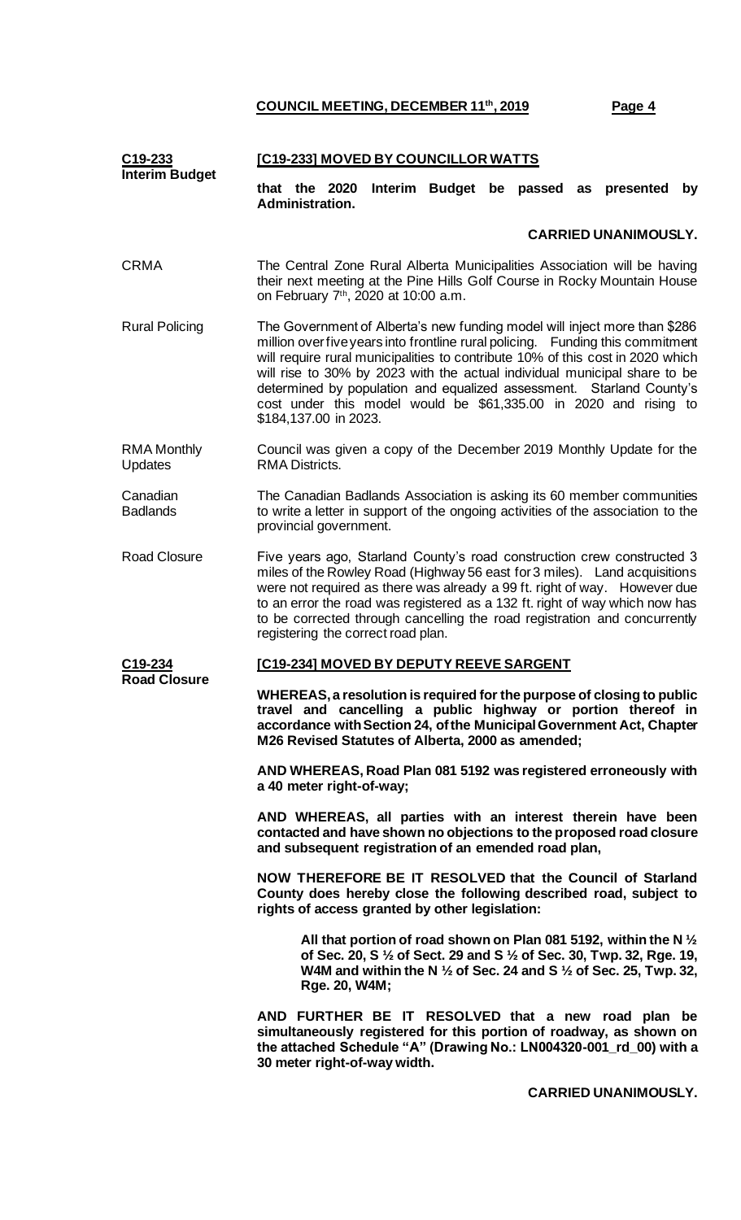**C19-233**
**Interim Budget**

**[C19-233] MOVED BY COUNCILLOR WATTS**

**that the 2020 Interim Budget be passed as presented by Administration.**

**CARRIED UNANIMOUSLY.**

CRMA

The Central Zone Rural Alberta Municipalities Association will be having their next meeting at the Pine Hills Golf Course in Rocky Mountain House on February 7th, 2020 at 10:00 a.m.

Rural Policing

The Government of Alberta's new funding model will inject more than $286 million over five years into frontline rural policing. Funding this commitment will require rural municipalities to contribute 10% of this cost in 2020 which will rise to 30% by 2023 with the actual individual municipal share to be determined by population and equalized assessment. Starland County's cost under this model would be $61,335.00 in 2020 and rising to $184,137.00 in 2023.

RMA Monthly Updates

Council was given a copy of the December 2019 Monthly Update for the RMA Districts.

Canadian Badlands

The Canadian Badlands Association is asking its 60 member communities to write a letter in support of the ongoing activities of the association to the provincial government.

Road Closure

Five years ago, Starland County's road construction crew constructed 3 miles of the Rowley Road (Highway 56 east for 3 miles). Land acquisitions were not required as there was already a 99 ft. right of way. However due to an error the road was registered as a 132 ft. right of way which now has to be corrected through cancelling the road registration and concurrently registering the correct road plan.

**C19-234**
**Road Closure**

**[C19-234] MOVED BY DEPUTY REEVE SARGENT**

**WHEREAS, a resolution is required for the purpose of closing to public travel and cancelling a public highway or portion thereof in accordance with Section 24, of the Municipal Government Act, Chapter M26 Revised Statutes of Alberta, 2000 as amended;**

**AND WHEREAS, Road Plan 081 5192 was registered erroneously with a 40 meter right-of-way;**

**AND WHEREAS, all parties with an interest therein have been contacted and have shown no objections to the proposed road closure and subsequent registration of an emended road plan,**

**NOW THEREFORE BE IT RESOLVED that the Council of Starland County does hereby close the following described road, subject to rights of access granted by other legislation:**

> **All that portion of road shown on Plan 081 5192, within the N ½ of Sec. 20, S ½ of Sect. 29 and S ½ of Sec. 30, Twp. 32, Rge. 19, W4M and within the N ½ of Sec. 24 and S ½ of Sec. 25, Twp. 32, Rge. 20, W4M;**

**AND FURTHER BE IT RESOLVED that a new road plan be simultaneously registered for this portion of roadway, as shown on the attached Schedule "A" (Drawing No.: LN004320-001_rd_00) with a 30 meter right-of-way width.**

**CARRIED UNANIMOUSLY.**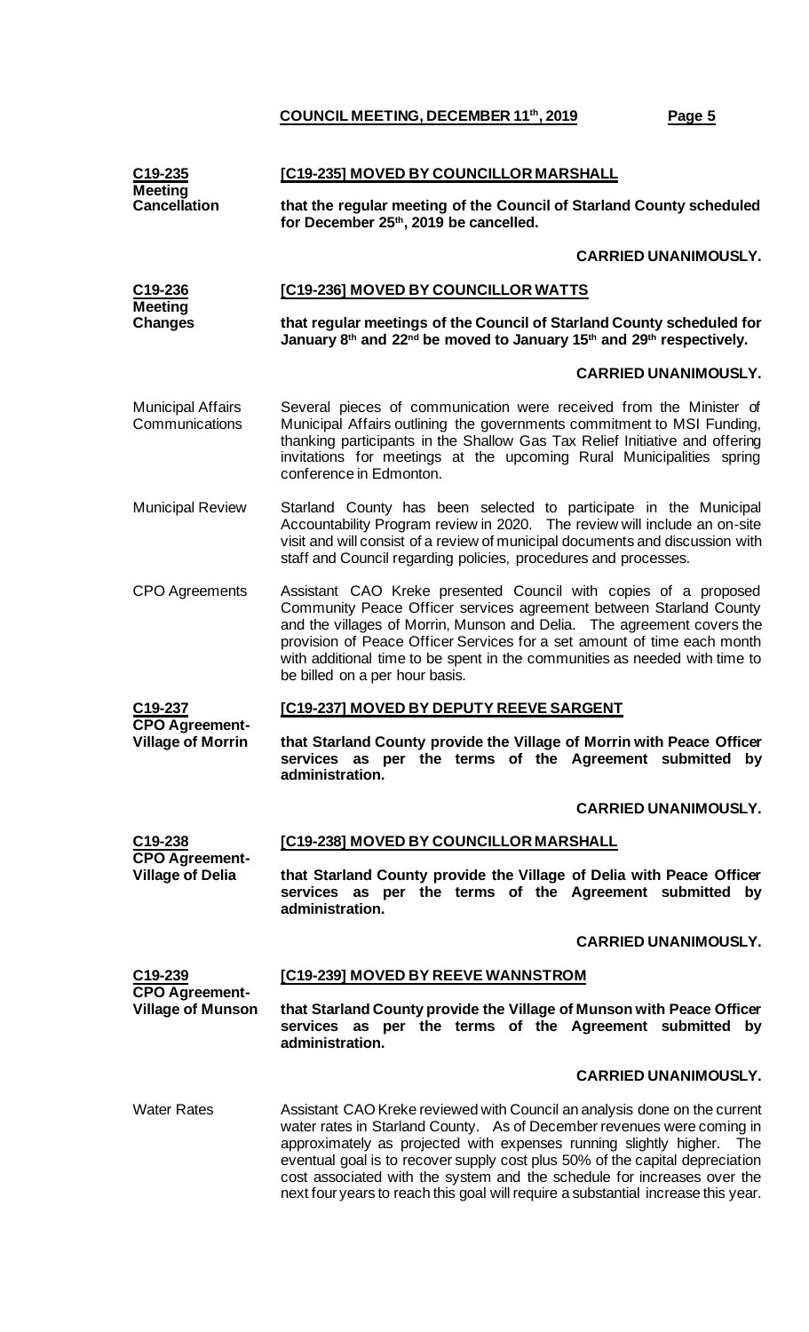**C19-235**
**Meeting Cancellation**

**[C19-235] MOVED BY COUNCILLOR MARSHALL**

**that the regular meeting of the Council of Starland County scheduled for December 25th, 2019 be cancelled.**

**CARRIED UNANIMOUSLY.**

**C19-236**
**Meeting Changes**

**[C19-236] MOVED BY COUNCILLOR WATTS**

**that regular meetings of the Council of Starland County scheduled for January 8th and 22nd be moved to January 15th and 29th respectively.**

**CARRIED UNANIMOUSLY.**

Municipal Affairs Communications

Several pieces of communication were received from the Minister of Municipal Affairs outlining the governments commitment to MSI Funding, thanking participants in the Shallow Gas Tax Relief Initiative and offering invitations for meetings at the upcoming Rural Municipalities spring conference in Edmonton.

Municipal Review

Starland County has been selected to participate in the Municipal Accountability Program review in 2020. The review will include an on-site visit and will consist of a review of municipal documents and discussion with staff and Council regarding policies, procedures and processes.

CPO Agreements

Assistant CAO Kreke presented Council with copies of a proposed Community Peace Officer services agreement between Starland County and the villages of Morrin, Munson and Delia. The agreement covers the provision of Peace Officer Services for a set amount of time each month with additional time to be spent in the communities as needed with time to be billed on a per hour basis.

**C19-237**
**CPO Agreement-Village of Morrin**

**[C19-237] MOVED BY DEPUTY REEVE SARGENT**

**that Starland County provide the Village of Morrin with Peace Officer services as per the terms of the Agreement submitted by administration.**

**CARRIED UNANIMOUSLY.**

**C19-238**
**CPO Agreement-Village of Delia**

**[C19-238] MOVED BY COUNCILLOR MARSHALL**

**that Starland County provide the Village of Delia with Peace Officer services as per the terms of the Agreement submitted by administration.**

**CARRIED UNANIMOUSLY.**

**C19-239**
**CPO Agreement-Village of Munson**

**[C19-239] MOVED BY REEVE WANNSTROM**

**that Starland County provide the Village of Munson with Peace Officer services as per the terms of the Agreement submitted by administration.**

**CARRIED UNANIMOUSLY.**

Water Rates

Assistant CAO Kreke reviewed with Council an analysis done on the current water rates in Starland County. As of December revenues were coming in approximately as projected with expenses running slightly higher. The eventual goal is to recover supply cost plus 50% of the capital depreciation cost associated with the system and the schedule for increases over the next four years to reach this goal will require a substantial increase this year.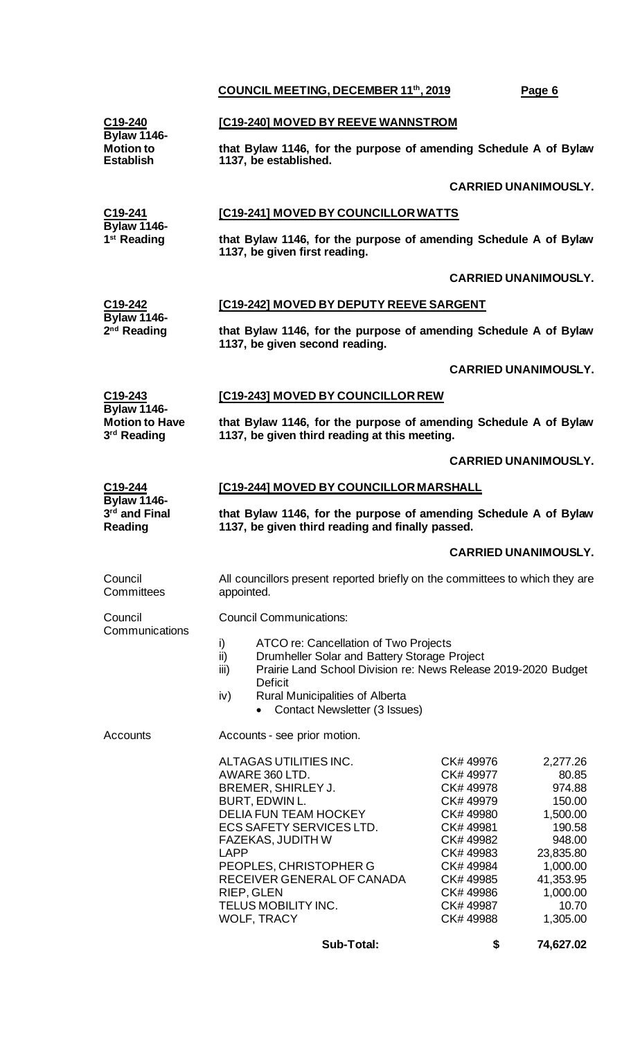**COUNCIL MEETING, DECEMBER 11th, 2019**

**C19-240**
**Bylaw 1146- Motion to Establish**

**[C19-240] MOVED BY REEVE WANNSTROM**

**that Bylaw 1146, for the purpose of amending Schedule A of Bylaw 1137, be established.**

**CARRIED UNANIMOUSLY.**

**C19-241**
**Bylaw 1146- 1st Reading**

**[C19-241] MOVED BY COUNCILLOR WATTS**

**that Bylaw 1146, for the purpose of amending Schedule A of Bylaw 1137, be given first reading.**

**CARRIED UNANIMOUSLY.**

**C19-242**
**Bylaw 1146- 2nd Reading**

**[C19-242] MOVED BY DEPUTY REEVE SARGENT**

**that Bylaw 1146, for the purpose of amending Schedule A of Bylaw 1137, be given second reading.**

**CARRIED UNANIMOUSLY.**

**C19-243**
**Bylaw 1146- Motion to Have 3rd Reading**

**[C19-243] MOVED BY COUNCILLOR REW**

**that Bylaw 1146, for the purpose of amending Schedule A of Bylaw 1137, be given third reading at this meeting.**

**CARRIED UNANIMOUSLY.**

**C19-244**
**Bylaw 1146- 3rd and Final Reading**

**[C19-244] MOVED BY COUNCILLOR MARSHALL**

**that Bylaw 1146, for the purpose of amending Schedule A of Bylaw 1137, be given third reading and finally passed.**

**CARRIED UNANIMOUSLY.**

Council Committees

All councillors present reported briefly on the committees to which they are appointed.

Council Communications

Council Communications:

i) ATCO re: Cancellation of Two Projects
ii) Drumheller Solar and Battery Storage Project
iii) Prairie Land School Division re: News Release 2019-2020 Budget Deficit
iv) Rural Municipalities of Alberta
    - Contact Newsletter (3 Issues)

Accounts

Accounts - see prior motion.

| | | |
|---|---|---|
| ALTAGAS UTILITIES INC. | CK# 49976 | 2,277.26 |
| AWARE 360 LTD. | CK# 49977 | 80.85 |
| BREMER, SHIRLEY J. | CK# 49978 | 974.88 |
| BURT, EDWIN L. | CK# 49979 | 150.00 |
| DELIA FUN TEAM HOCKEY | CK# 49980 | 1,500.00 |
| ECS SAFETY SERVICES LTD. | CK# 49981 | 190.58 |
| FAZEKAS, JUDITH W | CK# 49982 | 948.00 |
| LAPP | CK# 49983 | 23,835.80 |
| PEOPLES, CHRISTOPHER G | CK# 49984 | 1,000.00 |
| RECEIVER GENERAL OF CANADA | CK# 49985 | 41,353.95 |
| RIEP, GLEN | CK# 49986 | 1,000.00 |
| TELUS MOBILITY INC. | CK# 49987 | 10.70 |
| WOLF, TRACY | CK# 49988 | 1,305.00 |
| **Sub-Total:** | **$** | **74,627.02** |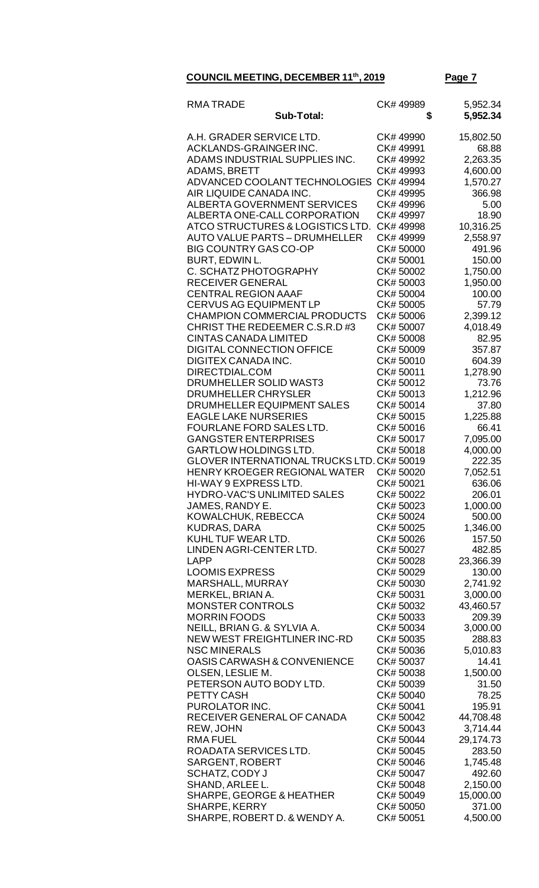**COUNCIL MEETING, DECEMBER 11th, 2019** **Page 7**

| | | |
|---|---|---|
| RMA TRADE | CK# 49989 | 5,952.34 |
| **Sub-Total:** | **$** | **5,952.34** |
| | | |
| A.H. GRADER SERVICE LTD. | CK# 49990 | 15,802.50 |
| ACKLANDS-GRAINGER INC. | CK# 49991 | 68.88 |
| ADAMS INDUSTRIAL SUPPLIES INC. | CK# 49992 | 2,263.35 |
| ADAMS, BRETT | CK# 49993 | 4,600.00 |
| ADVANCED COOLANT TECHNOLOGIES | CK# 49994 | 1,570.27 |
| AIR LIQUIDE CANADA INC. | CK# 49995 | 366.98 |
| ALBERTA GOVERNMENT SERVICES | CK# 49996 | 5.00 |
| ALBERTA ONE-CALL CORPORATION | CK# 49997 | 18.90 |
| ATCO STRUCTURES & LOGISTICS LTD. | CK# 49998 | 10,316.25 |
| AUTO VALUE PARTS – DRUMHELLER | CK# 49999 | 2,558.97 |
| BIG COUNTRY GAS CO-OP | CK# 50000 | 491.96 |
| BURT, EDWIN L. | CK# 50001 | 150.00 |
| C. SCHATZ PHOTOGRAPHY | CK# 50002 | 1,750.00 |
| RECEIVER GENERAL | CK# 50003 | 1,950.00 |
| CENTRAL REGION AAAF | CK# 50004 | 100.00 |
| CERVUS AG EQUIPMENT LP | CK# 50005 | 57.79 |
| CHAMPION COMMERCIAL PRODUCTS | CK# 50006 | 2,399.12 |
| CHRIST THE REDEEMER C.S.R.D #3 | CK# 50007 | 4,018.49 |
| CINTAS CANADA LIMITED | CK# 50008 | 82.95 |
| DIGITAL CONNECTION OFFICE | CK# 50009 | 357.87 |
| DIGITEX CANADA INC. | CK# 50010 | 604.39 |
| DIRECTDIAL.COM | CK# 50011 | 1,278.90 |
| DRUMHELLER SOLID WAST3 | CK# 50012 | 73.76 |
| DRUMHELLER CHRYSLER | CK# 50013 | 1,212.96 |
| DRUMHELLER EQUIPMENT SALES | CK# 50014 | 37.80 |
| EAGLE LAKE NURSERIES | CK# 50015 | 1,225.88 |
| FOURLANE FORD SALES LTD. | CK# 50016 | 66.41 |
| GANGSTER ENTERPRISES | CK# 50017 | 7,095.00 |
| GARTLOW HOLDINGS LTD. | CK# 50018 | 4,000.00 |
| GLOVER INTERNATIONAL TRUCKS LTD. | CK# 50019 | 222.35 |
| HENRY KROEGER REGIONAL WATER | CK# 50020 | 7,052.51 |
| HI-WAY 9 EXPRESS LTD. | CK# 50021 | 636.06 |
| HYDRO-VAC'S UNLIMITED SALES | CK# 50022 | 206.01 |
| JAMES, RANDY E. | CK# 50023 | 1,000.00 |
| KOWALCHUK, REBECCA | CK# 50024 | 500.00 |
| KUDRAS, DARA | CK# 50025 | 1,346.00 |
| KUHL TUF WEAR LTD. | CK# 50026 | 157.50 |
| LINDEN AGRI-CENTER LTD. | CK# 50027 | 482.85 |
| LAPP | CK# 50028 | 23,366.39 |
| LOOMIS EXPRESS | CK# 50029 | 130.00 |
| MARSHALL, MURRAY | CK# 50030 | 2,741.92 |
| MERKEL, BRIAN A. | CK# 50031 | 3,000.00 |
| MONSTER CONTROLS | CK# 50032 | 43,460.57 |
| MORRIN FOODS | CK# 50033 | 209.39 |
| NEILL, BRIAN G. & SYLVIA A. | CK# 50034 | 3,000.00 |
| NEW WEST FREIGHTLINER INC-RD | CK# 50035 | 288.83 |
| NSC MINERALS | CK# 50036 | 5,010.83 |
| OASIS CARWASH & CONVENIENCE | CK# 50037 | 14.41 |
| OLSEN, LESLIE M. | CK# 50038 | 1,500.00 |
| PETERSON AUTO BODY LTD. | CK# 50039 | 31.50 |
| PETTY CASH | CK# 50040 | 78.25 |
| PUROLATOR INC. | CK# 50041 | 195.91 |
| RECEIVER GENERAL OF CANADA | CK# 50042 | 44,708.48 |
| REW, JOHN | CK# 50043 | 3,714.44 |
| RMA FUEL | CK# 50044 | 29,174.73 |
| ROADATA SERVICES LTD. | CK# 50045 | 283.50 |
| SARGENT, ROBERT | CK# 50046 | 1,745.48 |
| SCHATZ, CODY J | CK# 50047 | 492.60 |
| SHAND, ARLEE L. | CK# 50048 | 2,150.00 |
| SHARPE, GEORGE & HEATHER | CK# 50049 | 15,000.00 |
| SHARPE, KERRY | CK# 50050 | 371.00 |
| SHARPE, ROBERT D. & WENDY A. | CK# 50051 | 4,500.00 |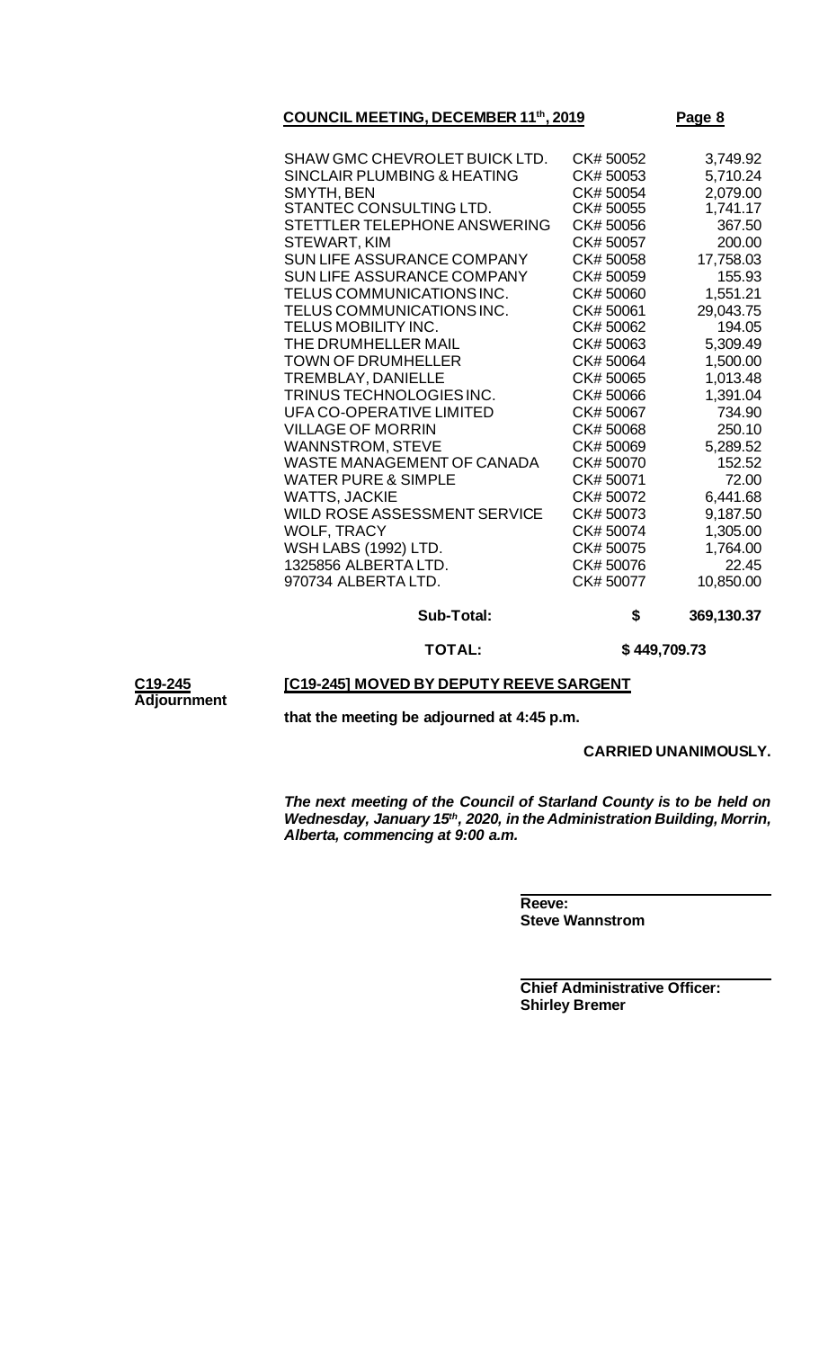| | | |
|---|---|---|
| SHAW GMC CHEVROLET BUICK LTD. | CK# 50052 | 3,749.92 |
| SINCLAIR PLUMBING & HEATING | CK# 50053 | 5,710.24 |
| SMYTH, BEN | CK# 50054 | 2,079.00 |
| STANTEC CONSULTING LTD. | CK# 50055 | 1,741.17 |
| STETTLER TELEPHONE ANSWERING | CK# 50056 | 367.50 |
| STEWART, KIM | CK# 50057 | 200.00 |
| SUN LIFE ASSURANCE COMPANY | CK# 50058 | 17,758.03 |
| SUN LIFE ASSURANCE COMPANY | CK# 50059 | 155.93 |
| TELUS COMMUNICATIONS INC. | CK# 50060 | 1,551.21 |
| TELUS COMMUNICATIONS INC. | CK# 50061 | 29,043.75 |
| TELUS MOBILITY INC. | CK# 50062 | 194.05 |
| THE DRUMHELLER MAIL | CK# 50063 | 5,309.49 |
| TOWN OF DRUMHELLER | CK# 50064 | 1,500.00 |
| TREMBLAY, DANIELLE | CK# 50065 | 1,013.48 |
| TRINUS TECHNOLOGIES INC. | CK# 50066 | 1,391.04 |
| UFA CO-OPERATIVE LIMITED | CK# 50067 | 734.90 |
| VILLAGE OF MORRIN | CK# 50068 | 250.10 |
| WANNSTROM, STEVE | CK# 50069 | 5,289.52 |
| WASTE MANAGEMENT OF CANADA | CK# 50070 | 152.52 |
| WATER PURE & SIMPLE | CK# 50071 | 72.00 |
| WATTS, JACKIE | CK# 50072 | 6,441.68 |
| WILD ROSE ASSESSMENT SERVICE | CK# 50073 | 9,187.50 |
| WOLF, TRACY | CK# 50074 | 1,305.00 |
| WSH LABS (1992) LTD. | CK# 50075 | 1,764.00 |
| 1325856 ALBERTA LTD. | CK# 50076 | 22.45 |
| 970734 ALBERTA LTD. | CK# 50077 | 10,850.00 |
| **Sub-Total:** | **$** | **369,130.37** |
| **TOTAL:** | | **$ 449,709.73** |

**C19-245**
**Adjournment**

**[C19-245] MOVED BY DEPUTY REEVE SARGENT**

**that the meeting be adjourned at 4:45 p.m.**

**CARRIED UNANIMOUSLY.**

***The next meeting of the Council of Starland County is to be held on Wednesday, January 15th, 2020, in the Administration Building, Morrin, Alberta, commencing at 9:00 a.m.***

**Reeve:**
**Steve Wannstrom**

**Chief Administrative Officer:**
**Shirley Bremer**